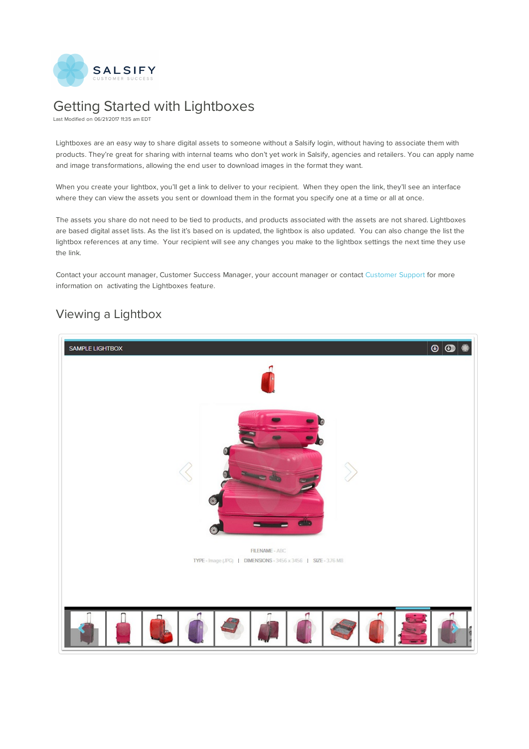# Getting Started with Lightboxes

Last Modified on 06/21/2017 11:35 am EDT

Lightboxes are an easy way to share digital assets to someone without a Salsify login, without having to associate them with products. They're great for sharing with internal teams who don't yet work in Salsify, agencies and retailers. You can apply name and image transformations, allowing the end user to download images in the format they want.

When you create your lightbox, you'll get a link to deliver to your recipient. When they open the link, they'll see an interface where they can view the assets you sent or download them in the format you specify one at a time or all at once.

The assets you share do not need to be tied to products, and products associated with the assets are not shared. Lightboxes are based digital asset lists. As the list it's based on is updated, the lightbox is also updated. You can also change the list the lightbox references at any time. Your recipient will see any changes you make to the lightbox settings the next time they use the link.

Contact your account manager, Customer Success Manager, your account manager or contact Customer Support for more information on activating the Lightboxes feature.

## Viewing a Lightbox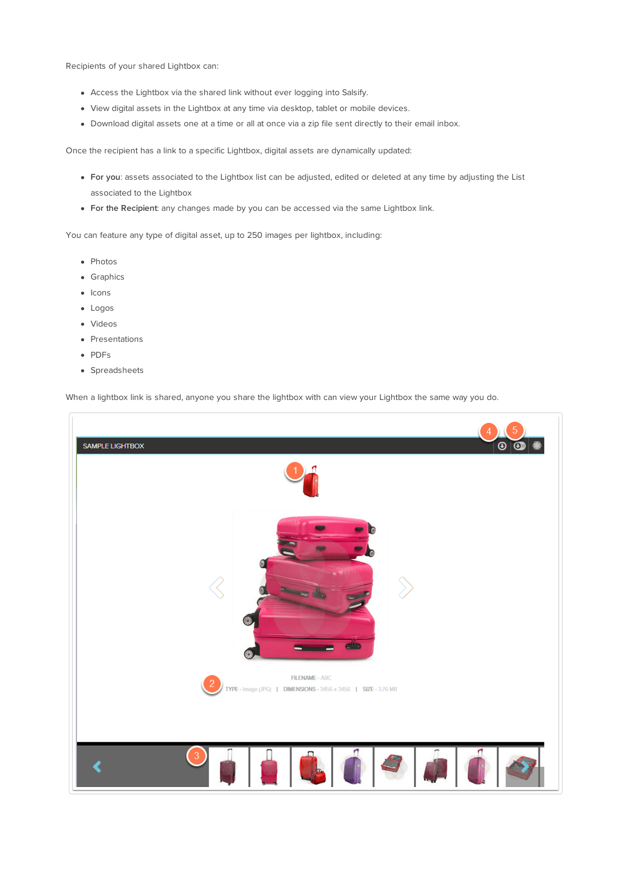Recipients of your shared Lightbox can:

- Access the Lightbox via the shared link without ever logging into Salsify.
- View digital assets in the Lightbox at any time via desktop, tablet or mobile devices.
- Download digital assets one at a time or all at once via a zip file sent directly to their email inbox.

Once the recipient has a link to a specific Lightbox, digital assets are dynamically updated:

- **For you**: assets associated to the Lightbox list can be adjusted, edited or deleted at any time by adjusting the List associated to the Lightbox
- **For the Recipient**: any changes made by you can be accessed via the same Lightbox link.

You can feature any type of digital asset, up to 250 images per lightbox, including:

- Photos
- Graphics
- Icons
- Logos
- Videos
- Presentations
- PDFs
- Spreadsheets

When a lightbox link is shared, anyone you share the lightbox with can view your Lightbox the same way you do.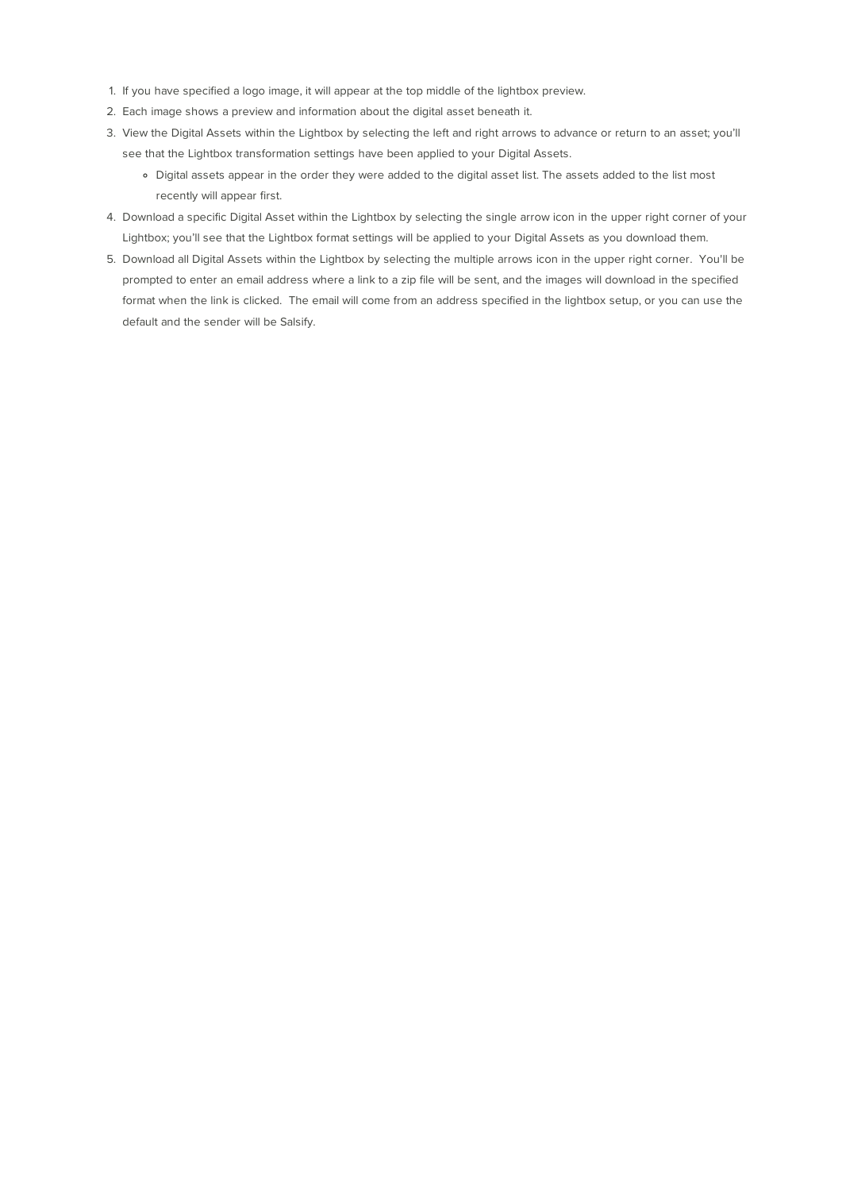1. If you have specified a logo image, it will appear at the top middle of the lightbox preview.
2. Each image shows a preview and information about the digital asset beneath it.
3. View the Digital Assets within the Lightbox by selecting the left and right arrows to advance or return to an asset; you'll see that the Lightbox transformation settings have been applied to your Digital Assets.
   - Digital assets appear in the order they were added to the digital asset list. The assets added to the list most recently will appear first.
4. Download a specific Digital Asset within the Lightbox by selecting the single arrow icon in the upper right corner of your Lightbox; you'll see that the Lightbox format settings will be applied to your Digital Assets as you download them.
5. Download all Digital Assets within the Lightbox by selecting the multiple arrows icon in the upper right corner. You'll be prompted to enter an email address where a link to a zip file will be sent, and the images will download in the specified format when the link is clicked. The email will come from an address specified in the lightbox setup, or you can use the default and the sender will be Salsify.